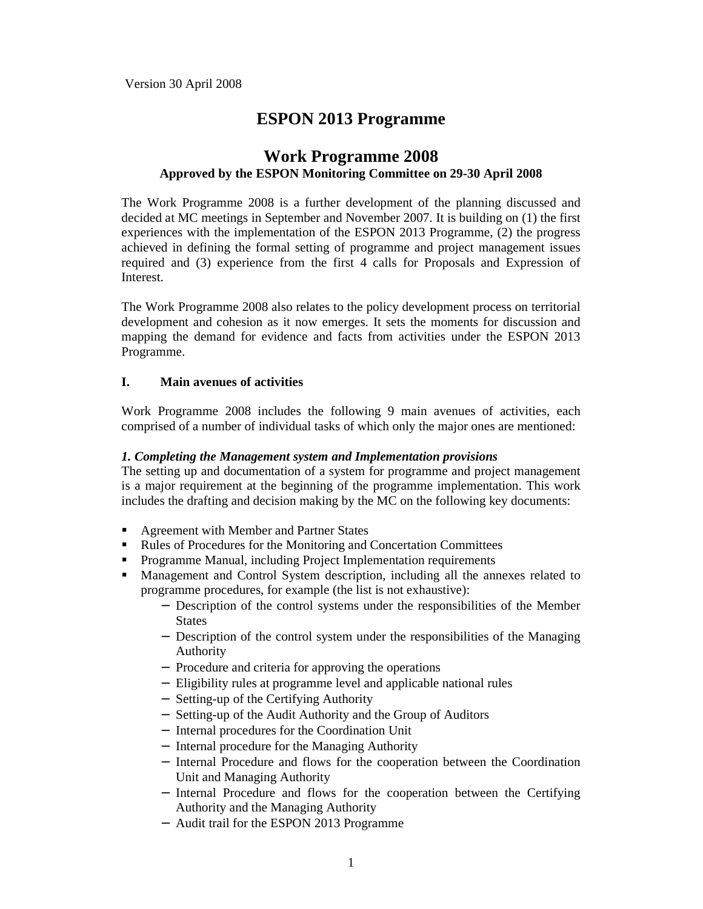Version 30 April 2008

# ESPON 2013 Programme

# Work Programme 2008

**Approved by the ESPON Monitoring Committee on 29-30 April 2008**

The Work Programme 2008 is a further development of the planning discussed and decided at MC meetings in September and November 2007. It is building on (1) the first experiences with the implementation of the ESPON 2013 Programme, (2) the progress achieved in defining the formal setting of programme and project management issues required and (3) experience from the first 4 calls for Proposals and Expression of Interest.

The Work Programme 2008 also relates to the policy development process on territorial development and cohesion as it now emerges. It sets the moments for discussion and mapping the demand for evidence and facts from activities under the ESPON 2013 Programme.

## I. Main avenues of activities

Work Programme 2008 includes the following 9 main avenues of activities, each comprised of a number of individual tasks of which only the major ones are mentioned:

***1. Completing the Management system and Implementation provisions***

The setting up and documentation of a system for programme and project management is a major requirement at the beginning of the programme implementation. This work includes the drafting and decision making by the MC on the following key documents:

- Agreement with Member and Partner States
- Rules of Procedures for the Monitoring and Concertation Committees
- Programme Manual, including Project Implementation requirements
- Management and Control System description, including all the annexes related to programme procedures, for example (the list is not exhaustive):
  - Description of the control systems under the responsibilities of the Member States
  - Description of the control system under the responsibilities of the Managing Authority
  - Procedure and criteria for approving the operations
  - Eligibility rules at programme level and applicable national rules
  - Setting-up of the Certifying Authority
  - Setting-up of the Audit Authority and the Group of Auditors
  - Internal procedures for the Coordination Unit
  - Internal procedure for the Managing Authority
  - Internal Procedure and flows for the cooperation between the Coordination Unit and Managing Authority
  - Internal Procedure and flows for the cooperation between the Certifying Authority and the Managing Authority
  - Audit trail for the ESPON 2013 Programme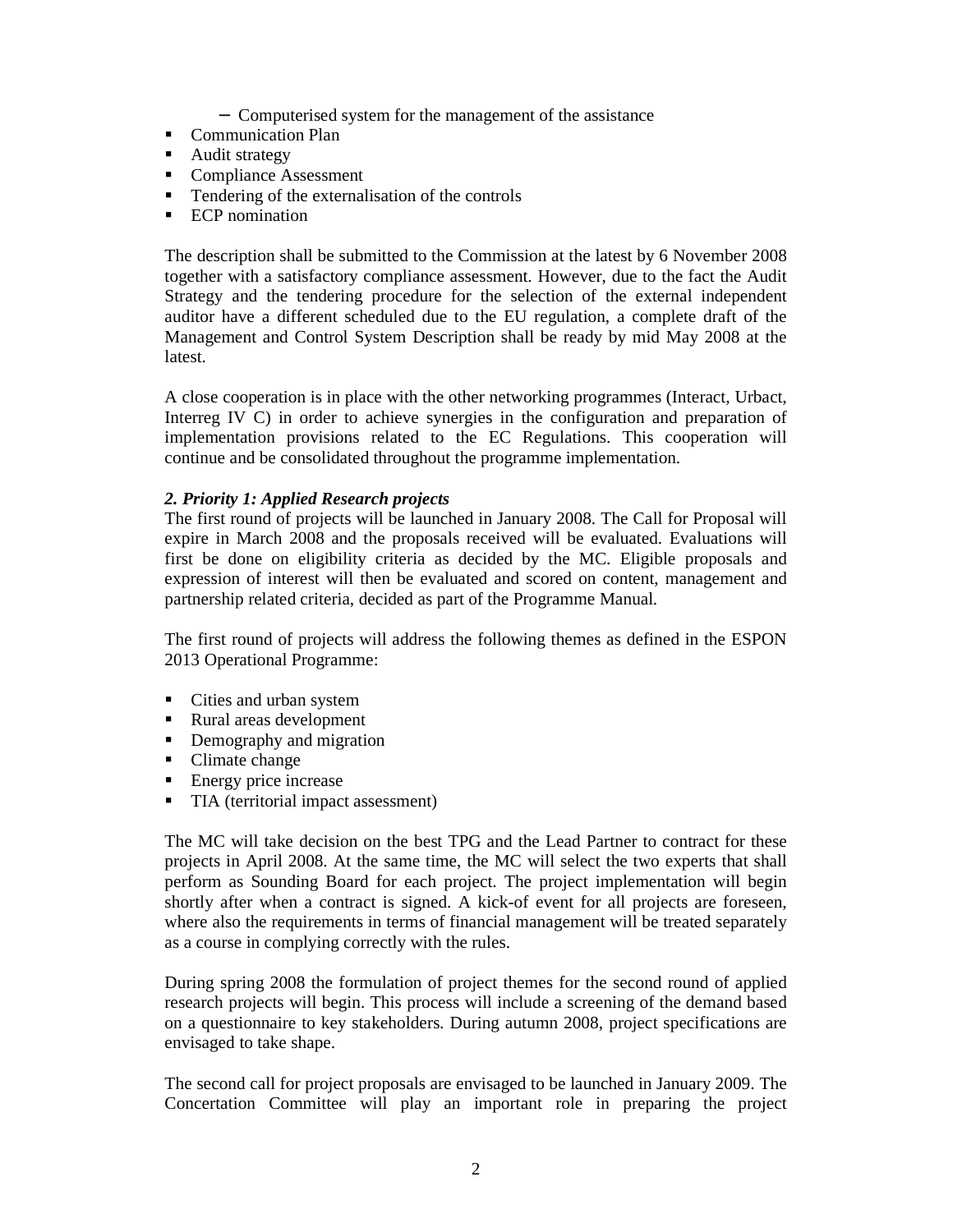- – Computerised system for the management of the assistance
- Communication Plan
- Audit strategy
- Compliance Assessment
- Tendering of the externalisation of the controls
- ECP nomination

The description shall be submitted to the Commission at the latest by 6 November 2008 together with a satisfactory compliance assessment. However, due to the fact the Audit Strategy and the tendering procedure for the selection of the external independent auditor have a different scheduled due to the EU regulation, a complete draft of the Management and Control System Description shall be ready by mid May 2008 at the latest.

A close cooperation is in place with the other networking programmes (Interact, Urbact, Interreg IV C) in order to achieve synergies in the configuration and preparation of implementation provisions related to the EC Regulations. This cooperation will continue and be consolidated throughout the programme implementation.

***2. Priority 1: Applied Research projects***

The first round of projects will be launched in January 2008. The Call for Proposal will expire in March 2008 and the proposals received will be evaluated. Evaluations will first be done on eligibility criteria as decided by the MC. Eligible proposals and expression of interest will then be evaluated and scored on content, management and partnership related criteria, decided as part of the Programme Manual.

The first round of projects will address the following themes as defined in the ESPON 2013 Operational Programme:

- Cities and urban system
- Rural areas development
- Demography and migration
- Climate change
- Energy price increase
- TIA (territorial impact assessment)

The MC will take decision on the best TPG and the Lead Partner to contract for these projects in April 2008. At the same time, the MC will select the two experts that shall perform as Sounding Board for each project. The project implementation will begin shortly after when a contract is signed. A kick-of event for all projects are foreseen, where also the requirements in terms of financial management will be treated separately as a course in complying correctly with the rules.

During spring 2008 the formulation of project themes for the second round of applied research projects will begin. This process will include a screening of the demand based on a questionnaire to key stakeholders. During autumn 2008, project specifications are envisaged to take shape.

The second call for project proposals are envisaged to be launched in January 2009. The Concertation Committee will play an important role in preparing the project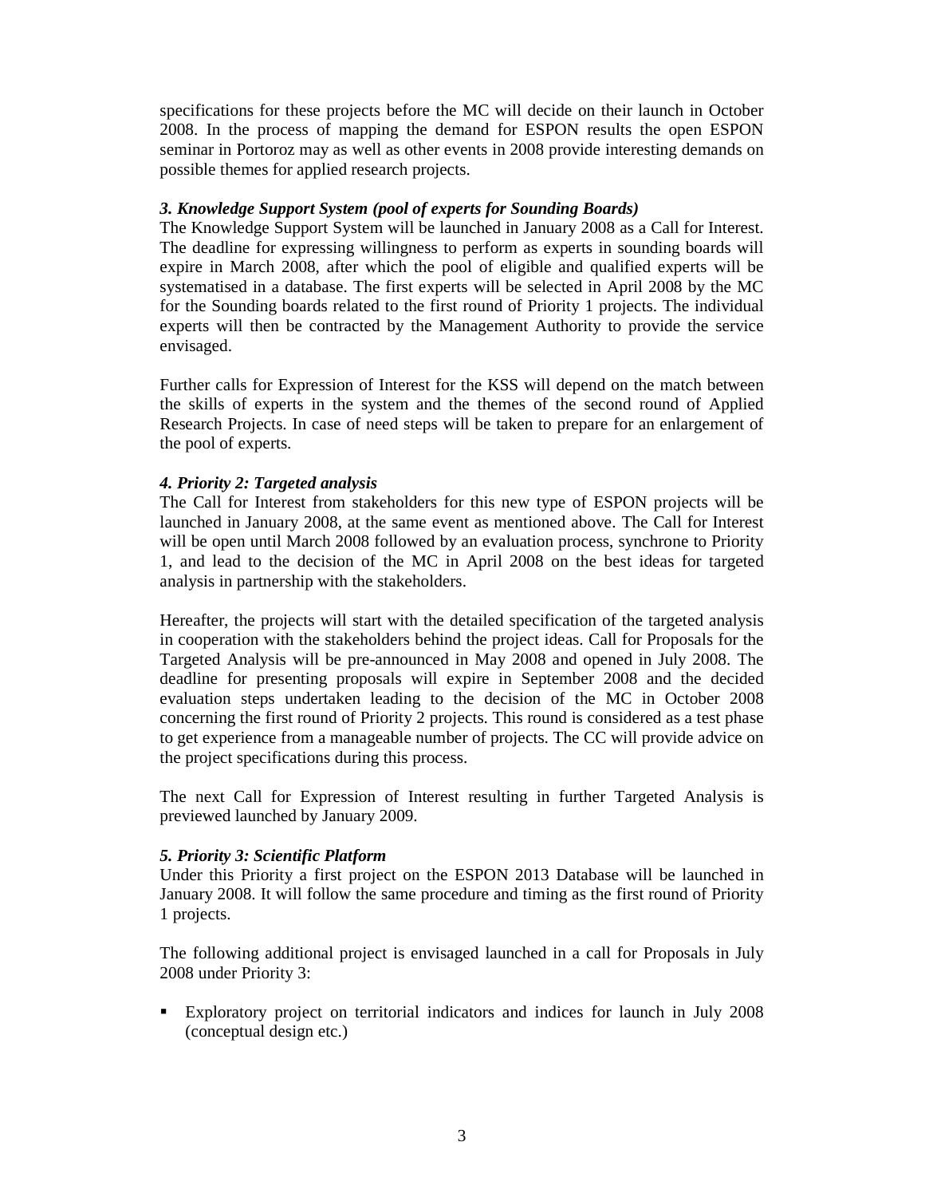specifications for these projects before the MC will decide on their launch in October 2008. In the process of mapping the demand for ESPON results the open ESPON seminar in Portoroz may as well as other events in 2008 provide interesting demands on possible themes for applied research projects.

***3. Knowledge Support System (pool of experts for Sounding Boards)***

The Knowledge Support System will be launched in January 2008 as a Call for Interest. The deadline for expressing willingness to perform as experts in sounding boards will expire in March 2008, after which the pool of eligible and qualified experts will be systematised in a database. The first experts will be selected in April 2008 by the MC for the Sounding boards related to the first round of Priority 1 projects. The individual experts will then be contracted by the Management Authority to provide the service envisaged.

Further calls for Expression of Interest for the KSS will depend on the match between the skills of experts in the system and the themes of the second round of Applied Research Projects. In case of need steps will be taken to prepare for an enlargement of the pool of experts.

***4. Priority 2: Targeted analysis***

The Call for Interest from stakeholders for this new type of ESPON projects will be launched in January 2008, at the same event as mentioned above. The Call for Interest will be open until March 2008 followed by an evaluation process, synchrone to Priority 1, and lead to the decision of the MC in April 2008 on the best ideas for targeted analysis in partnership with the stakeholders.

Hereafter, the projects will start with the detailed specification of the targeted analysis in cooperation with the stakeholders behind the project ideas. Call for Proposals for the Targeted Analysis will be pre-announced in May 2008 and opened in July 2008. The deadline for presenting proposals will expire in September 2008 and the decided evaluation steps undertaken leading to the decision of the MC in October 2008 concerning the first round of Priority 2 projects. This round is considered as a test phase to get experience from a manageable number of projects. The CC will provide advice on the project specifications during this process.

The next Call for Expression of Interest resulting in further Targeted Analysis is previewed launched by January 2009.

***5. Priority 3: Scientific Platform***

Under this Priority a first project on the ESPON 2013 Database will be launched in January 2008. It will follow the same procedure and timing as the first round of Priority 1 projects.

The following additional project is envisaged launched in a call for Proposals in July 2008 under Priority 3:

- Exploratory project on territorial indicators and indices for launch in July 2008 (conceptual design etc.)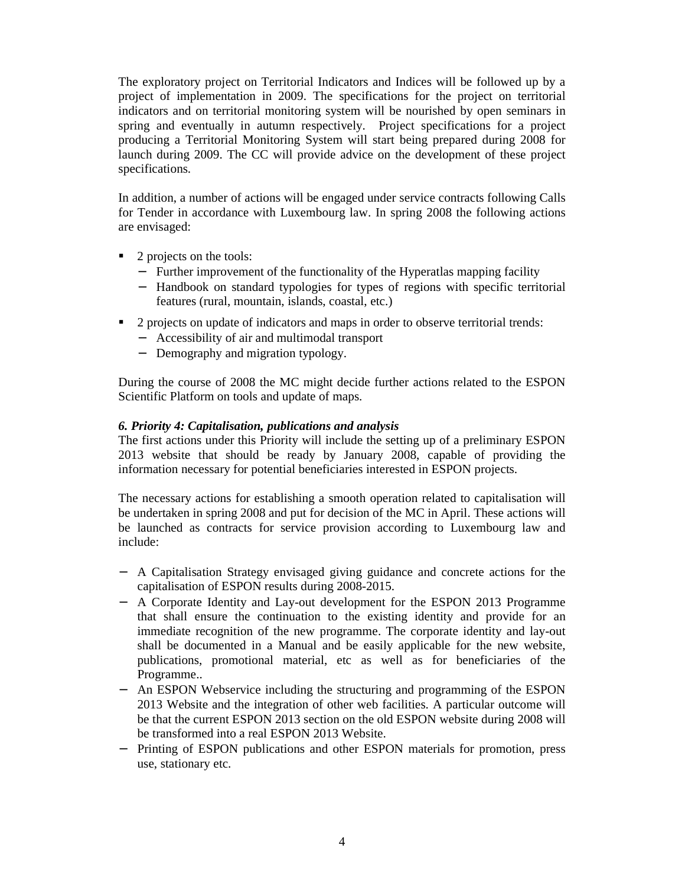The exploratory project on Territorial Indicators and Indices will be followed up by a project of implementation in 2009. The specifications for the project on territorial indicators and on territorial monitoring system will be nourished by open seminars in spring and eventually in autumn respectively. Project specifications for a project producing a Territorial Monitoring System will start being prepared during 2008 for launch during 2009. The CC will provide advice on the development of these project specifications.

In addition, a number of actions will be engaged under service contracts following Calls for Tender in accordance with Luxembourg law. In spring 2008 the following actions are envisaged:

- 2 projects on the tools:
  - Further improvement of the functionality of the Hyperatlas mapping facility
  - Handbook on standard typologies for types of regions with specific territorial features (rural, mountain, islands, coastal, etc.)
- 2 projects on update of indicators and maps in order to observe territorial trends:
  - Accessibility of air and multimodal transport
  - Demography and migration typology.

During the course of 2008 the MC might decide further actions related to the ESPON Scientific Platform on tools and update of maps.

### *6. Priority 4: Capitalisation, publications and analysis*

The first actions under this Priority will include the setting up of a preliminary ESPON 2013 website that should be ready by January 2008, capable of providing the information necessary for potential beneficiaries interested in ESPON projects.

The necessary actions for establishing a smooth operation related to capitalisation will be undertaken in spring 2008 and put for decision of the MC in April. These actions will be launched as contracts for service provision according to Luxembourg law and include:

- A Capitalisation Strategy envisaged giving guidance and concrete actions for the capitalisation of ESPON results during 2008-2015.
- A Corporate Identity and Lay-out development for the ESPON 2013 Programme that shall ensure the continuation to the existing identity and provide for an immediate recognition of the new programme. The corporate identity and lay-out shall be documented in a Manual and be easily applicable for the new website, publications, promotional material, etc as well as for beneficiaries of the Programme..
- An ESPON Webservice including the structuring and programming of the ESPON 2013 Website and the integration of other web facilities. A particular outcome will be that the current ESPON 2013 section on the old ESPON website during 2008 will be transformed into a real ESPON 2013 Website.
- Printing of ESPON publications and other ESPON materials for promotion, press use, stationary etc.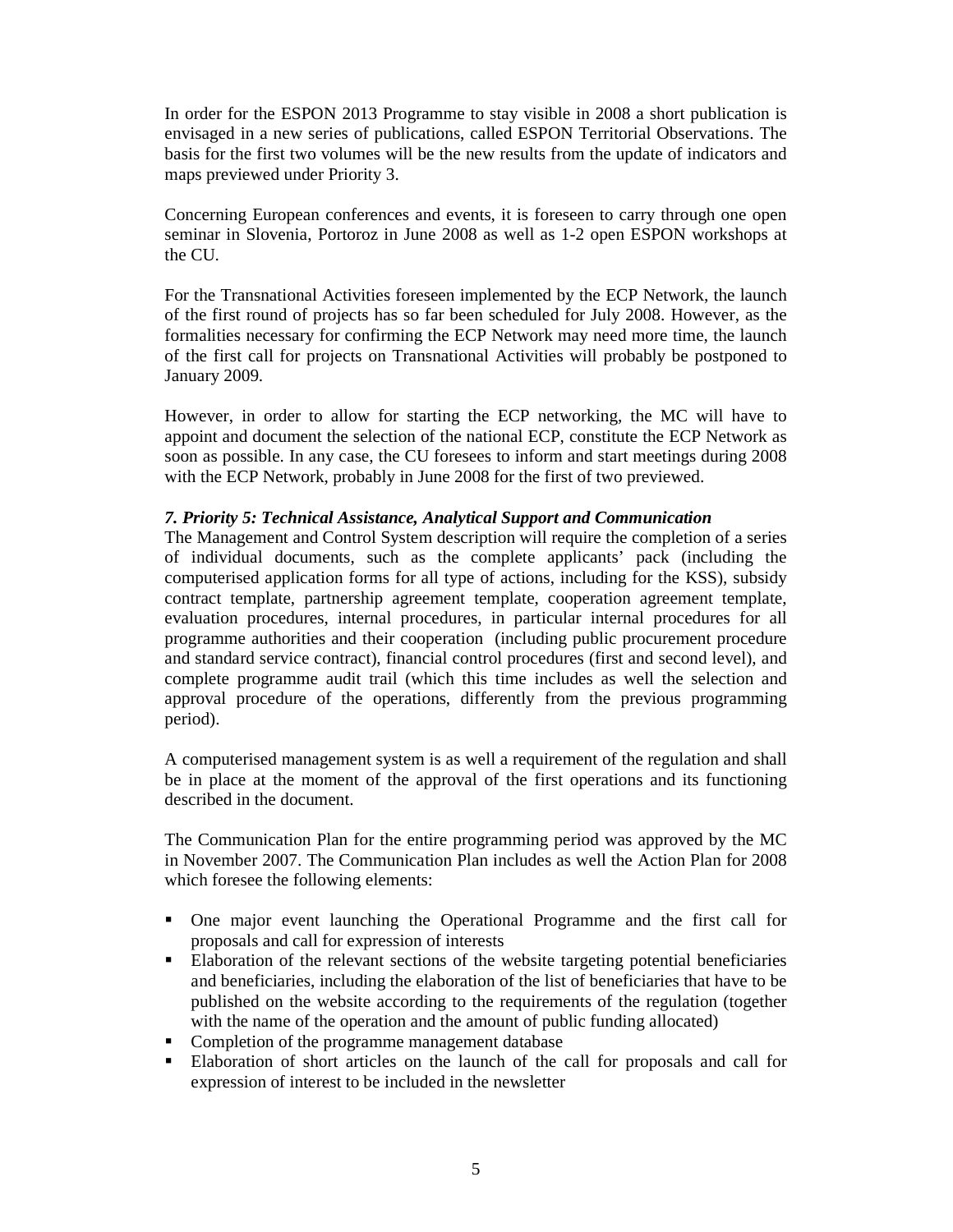In order for the ESPON 2013 Programme to stay visible in 2008 a short publication is envisaged in a new series of publications, called ESPON Territorial Observations. The basis for the first two volumes will be the new results from the update of indicators and maps previewed under Priority 3.

Concerning European conferences and events, it is foreseen to carry through one open seminar in Slovenia, Portoroz in June 2008 as well as 1-2 open ESPON workshops at the CU.

For the Transnational Activities foreseen implemented by the ECP Network, the launch of the first round of projects has so far been scheduled for July 2008. However, as the formalities necessary for confirming the ECP Network may need more time, the launch of the first call for projects on Transnational Activities will probably be postponed to January 2009.

However, in order to allow for starting the ECP networking, the MC will have to appoint and document the selection of the national ECP, constitute the ECP Network as soon as possible. In any case, the CU foresees to inform and start meetings during 2008 with the ECP Network, probably in June 2008 for the first of two previewed.

### *7. Priority 5: Technical Assistance, Analytical Support and Communication*

The Management and Control System description will require the completion of a series of individual documents, such as the complete applicants' pack (including the computerised application forms for all type of actions, including for the KSS), subsidy contract template, partnership agreement template, cooperation agreement template, evaluation procedures, internal procedures, in particular internal procedures for all programme authorities and their cooperation (including public procurement procedure and standard service contract), financial control procedures (first and second level), and complete programme audit trail (which this time includes as well the selection and approval procedure of the operations, differently from the previous programming period).

A computerised management system is as well a requirement of the regulation and shall be in place at the moment of the approval of the first operations and its functioning described in the document.

The Communication Plan for the entire programming period was approved by the MC in November 2007. The Communication Plan includes as well the Action Plan for 2008 which foresee the following elements:

- One major event launching the Operational Programme and the first call for proposals and call for expression of interests
- Elaboration of the relevant sections of the website targeting potential beneficiaries and beneficiaries, including the elaboration of the list of beneficiaries that have to be published on the website according to the requirements of the regulation (together with the name of the operation and the amount of public funding allocated)
- Completion of the programme management database
- Elaboration of short articles on the launch of the call for proposals and call for expression of interest to be included in the newsletter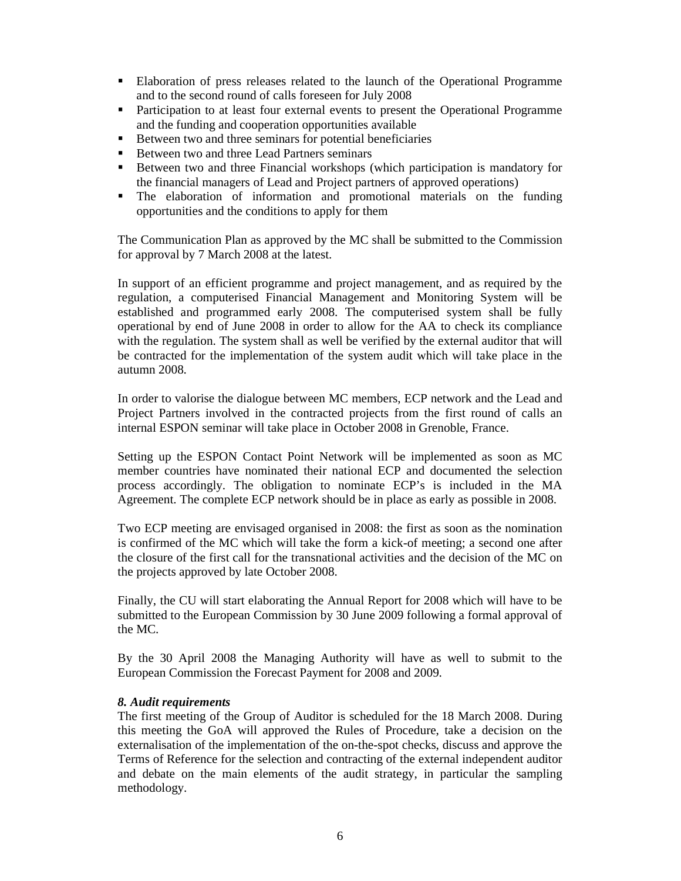- Elaboration of press releases related to the launch of the Operational Programme and to the second round of calls foreseen for July 2008
- Participation to at least four external events to present the Operational Programme and the funding and cooperation opportunities available
- Between two and three seminars for potential beneficiaries
- Between two and three Lead Partners seminars
- Between two and three Financial workshops (which participation is mandatory for the financial managers of Lead and Project partners of approved operations)
- The elaboration of information and promotional materials on the funding opportunities and the conditions to apply for them

The Communication Plan as approved by the MC shall be submitted to the Commission for approval by 7 March 2008 at the latest.

In support of an efficient programme and project management, and as required by the regulation, a computerised Financial Management and Monitoring System will be established and programmed early 2008. The computerised system shall be fully operational by end of June 2008 in order to allow for the AA to check its compliance with the regulation. The system shall as well be verified by the external auditor that will be contracted for the implementation of the system audit which will take place in the autumn 2008.

In order to valorise the dialogue between MC members, ECP network and the Lead and Project Partners involved in the contracted projects from the first round of calls an internal ESPON seminar will take place in October 2008 in Grenoble, France.

Setting up the ESPON Contact Point Network will be implemented as soon as MC member countries have nominated their national ECP and documented the selection process accordingly. The obligation to nominate ECP's is included in the MA Agreement. The complete ECP network should be in place as early as possible in 2008.

Two ECP meeting are envisaged organised in 2008: the first as soon as the nomination is confirmed of the MC which will take the form a kick-of meeting; a second one after the closure of the first call for the transnational activities and the decision of the MC on the projects approved by late October 2008.

Finally, the CU will start elaborating the Annual Report for 2008 which will have to be submitted to the European Commission by 30 June 2009 following a formal approval of the MC.

By the 30 April 2008 the Managing Authority will have as well to submit to the European Commission the Forecast Payment for 2008 and 2009.

### *8. Audit requirements*

The first meeting of the Group of Auditor is scheduled for the 18 March 2008. During this meeting the GoA will approved the Rules of Procedure, take a decision on the externalisation of the implementation of the on-the-spot checks, discuss and approve the Terms of Reference for the selection and contracting of the external independent auditor and debate on the main elements of the audit strategy, in particular the sampling methodology.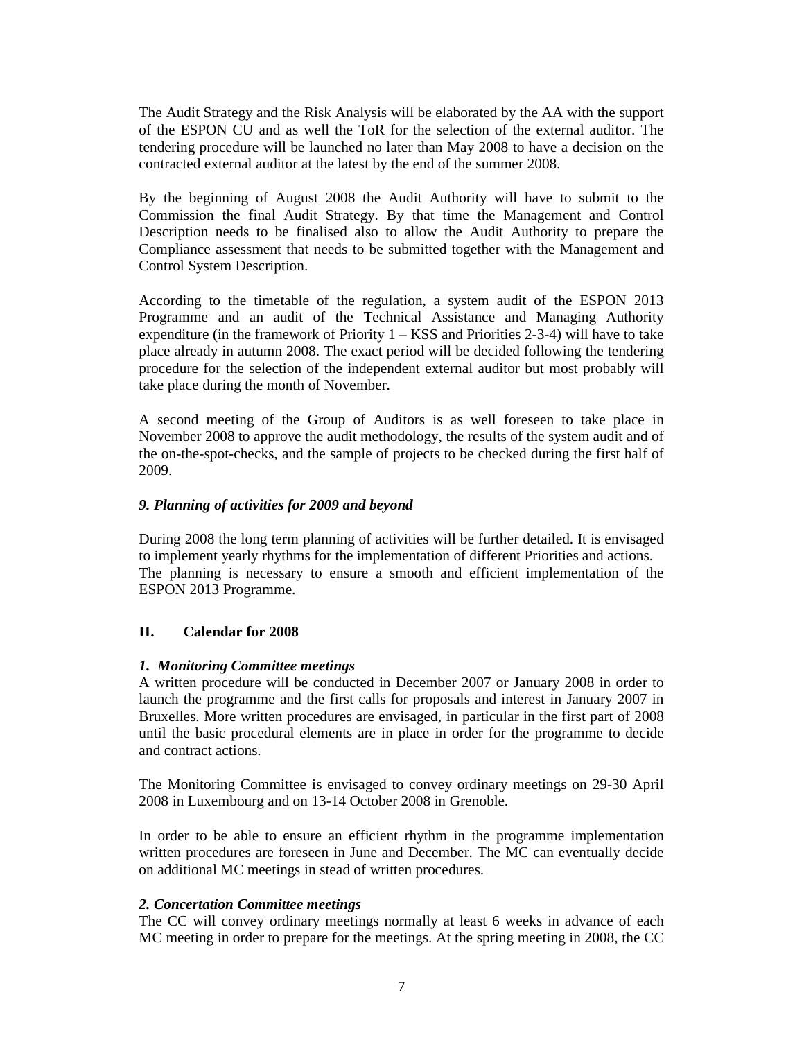The Audit Strategy and the Risk Analysis will be elaborated by the AA with the support of the ESPON CU and as well the ToR for the selection of the external auditor. The tendering procedure will be launched no later than May 2008 to have a decision on the contracted external auditor at the latest by the end of the summer 2008.

By the beginning of August 2008 the Audit Authority will have to submit to the Commission the final Audit Strategy. By that time the Management and Control Description needs to be finalised also to allow the Audit Authority to prepare the Compliance assessment that needs to be submitted together with the Management and Control System Description.

According to the timetable of the regulation, a system audit of the ESPON 2013 Programme and an audit of the Technical Assistance and Managing Authority expenditure (in the framework of Priority 1 – KSS and Priorities 2-3-4) will have to take place already in autumn 2008. The exact period will be decided following the tendering procedure for the selection of the independent external auditor but most probably will take place during the month of November.

A second meeting of the Group of Auditors is as well foreseen to take place in November 2008 to approve the audit methodology, the results of the system audit and of the on-the-spot-checks, and the sample of projects to be checked during the first half of 2009.

### *9. Planning of activities for 2009 and beyond*

During 2008 the long term planning of activities will be further detailed. It is envisaged to implement yearly rhythms for the implementation of different Priorities and actions.
The planning is necessary to ensure a smooth and efficient implementation of the ESPON 2013 Programme.

## II. Calendar for 2008

### *1. Monitoring Committee meetings*

A written procedure will be conducted in December 2007 or January 2008 in order to launch the programme and the first calls for proposals and interest in January 2007 in Bruxelles. More written procedures are envisaged, in particular in the first part of 2008 until the basic procedural elements are in place in order for the programme to decide and contract actions.

The Monitoring Committee is envisaged to convey ordinary meetings on 29-30 April 2008 in Luxembourg and on 13-14 October 2008 in Grenoble.

In order to be able to ensure an efficient rhythm in the programme implementation written procedures are foreseen in June and December. The MC can eventually decide on additional MC meetings in stead of written procedures.

### *2. Concertation Committee meetings*

The CC will convey ordinary meetings normally at least 6 weeks in advance of each MC meeting in order to prepare for the meetings. At the spring meeting in 2008, the CC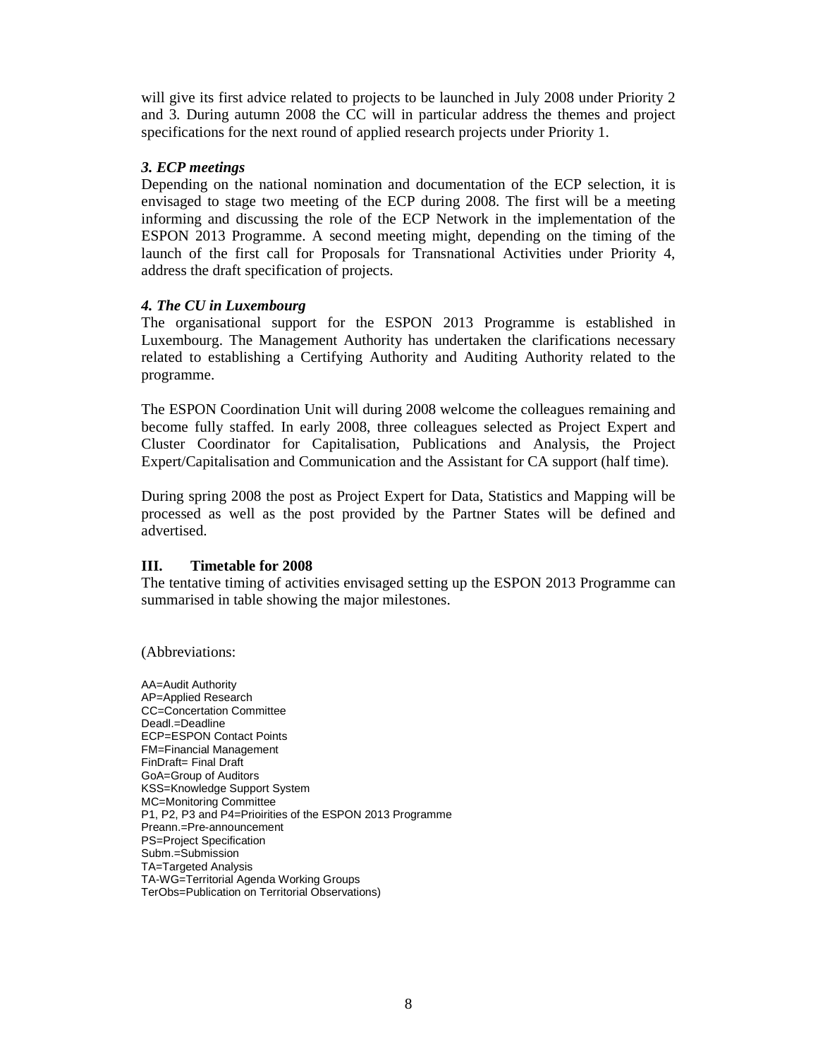will give its first advice related to projects to be launched in July 2008 under Priority 2 and 3. During autumn 2008 the CC will in particular address the themes and project specifications for the next round of applied research projects under Priority 1.

### *3. ECP meetings*

Depending on the national nomination and documentation of the ECP selection, it is envisaged to stage two meeting of the ECP during 2008. The first will be a meeting informing and discussing the role of the ECP Network in the implementation of the ESPON 2013 Programme. A second meeting might, depending on the timing of the launch of the first call for Proposals for Transnational Activities under Priority 4, address the draft specification of projects.

### *4. The CU in Luxembourg*

The organisational support for the ESPON 2013 Programme is established in Luxembourg. The Management Authority has undertaken the clarifications necessary related to establishing a Certifying Authority and Auditing Authority related to the programme.

The ESPON Coordination Unit will during 2008 welcome the colleagues remaining and become fully staffed. In early 2008, three colleagues selected as Project Expert and Cluster Coordinator for Capitalisation, Publications and Analysis, the Project Expert/Capitalisation and Communication and the Assistant for CA support (half time).

During spring 2008 the post as Project Expert for Data, Statistics and Mapping will be processed as well as the post provided by the Partner States will be defined and advertised.

## III. Timetable for 2008

The tentative timing of activities envisaged setting up the ESPON 2013 Programme can summarised in table showing the major milestones.

(Abbreviations:

AA=Audit Authority
AP=Applied Research
CC=Concertation Committee
Deadl.=Deadline
ECP=ESPON Contact Points
FM=Financial Management
FinDraft= Final Draft
GoA=Group of Auditors
KSS=Knowledge Support System
MC=Monitoring Committee
P1, P2, P3 and P4=Prioirities of the ESPON 2013 Programme
Preann.=Pre-announcement
PS=Project Specification
Subm.=Submission
TA=Targeted Analysis
TA-WG=Territorial Agenda Working Groups
TerObs=Publication on Territorial Observations)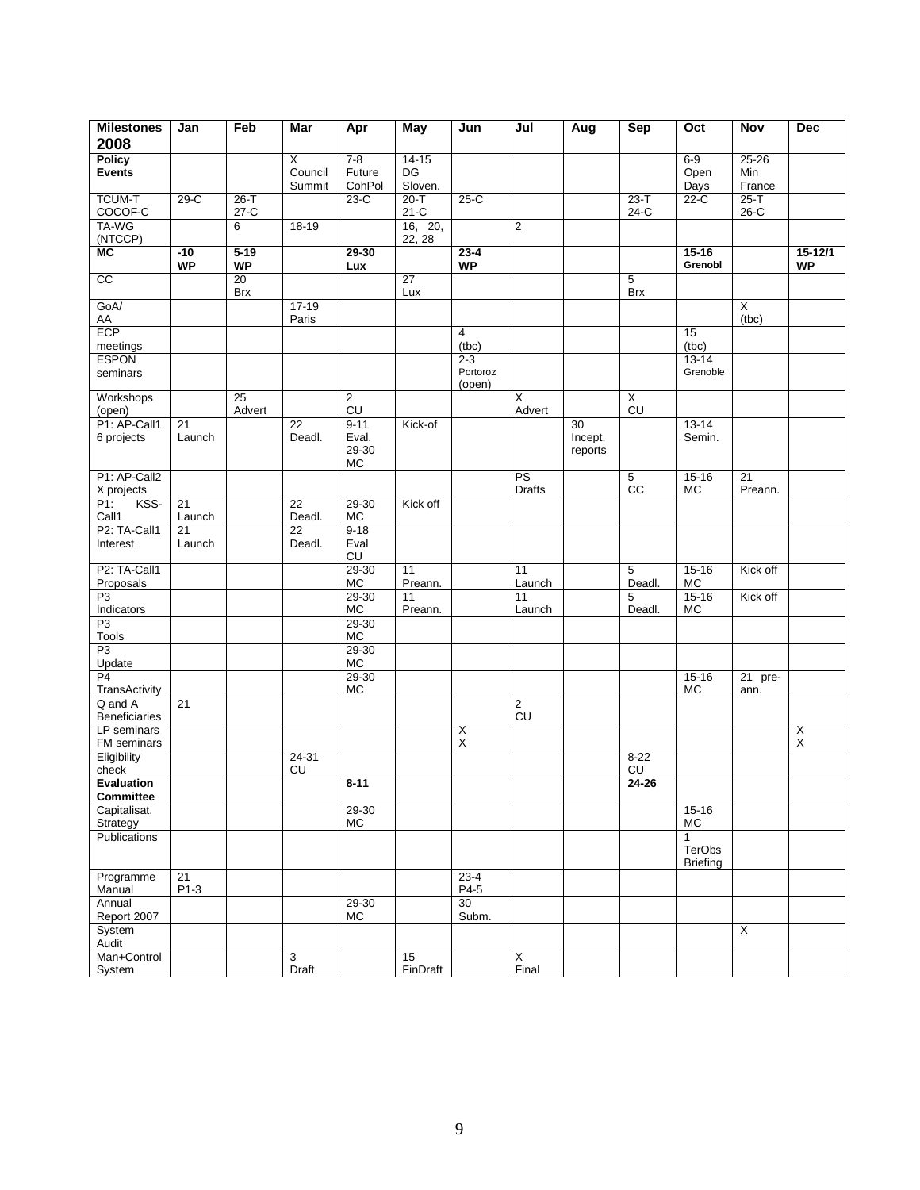| Milestones 2008 | Jan | Feb | Mar | Apr | May | Jun | Jul | Aug | Sep | Oct | Nov | Dec |
|---|---|---|---|---|---|---|---|---|---|---|---|---|
| **Policy Events** | | | X Council Summit | 7-8 Future CohPol | 14-15 DG Sloven. | | | | | 6-9 Open Days | 25-26 Min France | |
| TCUM-T COCOF-C | 29-C | 26-T 27-C | | 23-C | 20-T 21-C | 25-C | | | 23-T 24-C | 22-C | 25-T 26-C | |
| TA-WG (NTCCP) | | 6 | 18-19 | | 16, 20, 22, 28 | | 2 | | | | | |
| **MC** | **-10 WP** | **5-19 WP** | | **29-30 Lux** | | **23-4 WP** | | | | **15-16 Grenobl** | | **15-12/1 WP** |
| CC | | 20 Brx | | | 27 Lux | | | | 5 Brx | | | |
| GoA/ AA | | | 17-19 Paris | | | | | | | | X (tbc) | |
| ECP meetings | | | | | | 4 (tbc) | | | | 15 (tbc) | | |
| ESPON seminars | | | | | | 2-3 Portoroz (open) | | | | 13-14 Grenoble | | |
| Workshops (open) | | 25 Advert | | 2 CU | | | X Advert | | X CU | | | |
| P1: AP-Call1 6 projects | 21 Launch | | 22 Deadl. | 9-11 Eval. 29-30 MC | Kick-of | | | 30 Incept. reports | | 13-14 Semin. | | |
| P1: AP-Call2 X projects | | | | | | | PS Drafts | | 5 CC | 15-16 MC | 21 Preann. | |
| P1: KSS-Call1 | 21 Launch | | 22 Deadl. | 29-30 MC | Kick off | | | | | | | |
| P2: TA-Call1 Interest | 21 Launch | | 22 Deadl. | 9-18 Eval CU | | | | | | | | |
| P2: TA-Call1 Proposals | | | | 29-30 MC | 11 Preann. | | 11 Launch | | 5 Deadl. | 15-16 MC | Kick off | |
| P3 Indicators | | | | 29-30 MC | 11 Preann. | | 11 Launch | | 5 Deadl. | 15-16 MC | Kick off | |
| P3 Tools | | | | 29-30 MC | | | | | | | | |
| P3 Update | | | | 29-30 MC | | | | | | | | |
| P4 TransActivity | | | | 29-30 MC | | | | | | 15-16 MC | 21 pre-ann. | |
| Q and A Beneficiaries | 21 | | | | | | 2 CU | | | | | |
| LP seminars FM seminars | | | | | | X X | | | | | | X X |
| Eligibility check | | | 24-31 CU | | | | | | 8-22 CU | | | |
| **Evaluation Committee** | | | | **8-11** | | | | | **24-26** | | | |
| Capitalisat. Strategy | | | | 29-30 MC | | | | | | 15-16 MC | | |
| Publications | | | | | | | | | | 1 TerObs Briefing | | |
| Programme Manual | 21 P1-3 | | | | | 23-4 P4-5 | | | | | | |
| Annual Report 2007 | | | | 29-30 MC | | 30 Subm. | | | | | | |
| System Audit | | | | | | | | | | | X | |
| Man+Control System | | | 3 Draft | | 15 FinDraft | | X Final | | | | | |